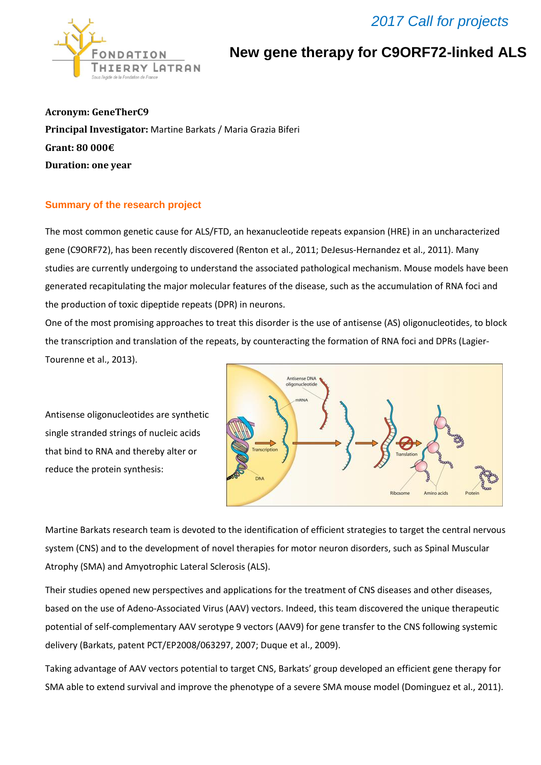*2017 Call for projects*

# New gene therapy for C9ORF72-linked ALS

**Acronym: GeneTherC9**
**Principal Investigator:** Martine Barkats / Maria Grazia Biferi
**Grant: 80 000€**
**Duration: one year**

## Summary of the research project

The most common genetic cause for ALS/FTD, an hexanucleotide repeats expansion (HRE) in an uncharacterized gene (C9ORF72), has been recently discovered (Renton et al., 2011; DeJesus-Hernandez et al., 2011). Many studies are currently undergoing to understand the associated pathological mechanism. Mouse models have been generated recapitulating the major molecular features of the disease, such as the accumulation of RNA foci and the production of toxic dipeptide repeats (DPR) in neurons.

One of the most promising approaches to treat this disorder is the use of antisense (AS) oligonucleotides, to block the transcription and translation of the repeats, by counteracting the formation of RNA foci and DPRs (Lagier-Tourenne et al., 2013).

Antisense oligonucleotides are synthetic single stranded strings of nucleic acids that bind to RNA and thereby alter or reduce the protein synthesis:

Martine Barkats research team is devoted to the identification of efficient strategies to target the central nervous system (CNS) and to the development of novel therapies for motor neuron disorders, such as Spinal Muscular Atrophy (SMA) and Amyotrophic Lateral Sclerosis (ALS).

Their studies opened new perspectives and applications for the treatment of CNS diseases and other diseases, based on the use of Adeno-Associated Virus (AAV) vectors. Indeed, this team discovered the unique therapeutic potential of self-complementary AAV serotype 9 vectors (AAV9) for gene transfer to the CNS following systemic delivery (Barkats, patent PCT/EP2008/063297, 2007; Duque et al., 2009).

Taking advantage of AAV vectors potential to target CNS, Barkats' group developed an efficient gene therapy for SMA able to extend survival and improve the phenotype of a severe SMA mouse model (Dominguez et al., 2011).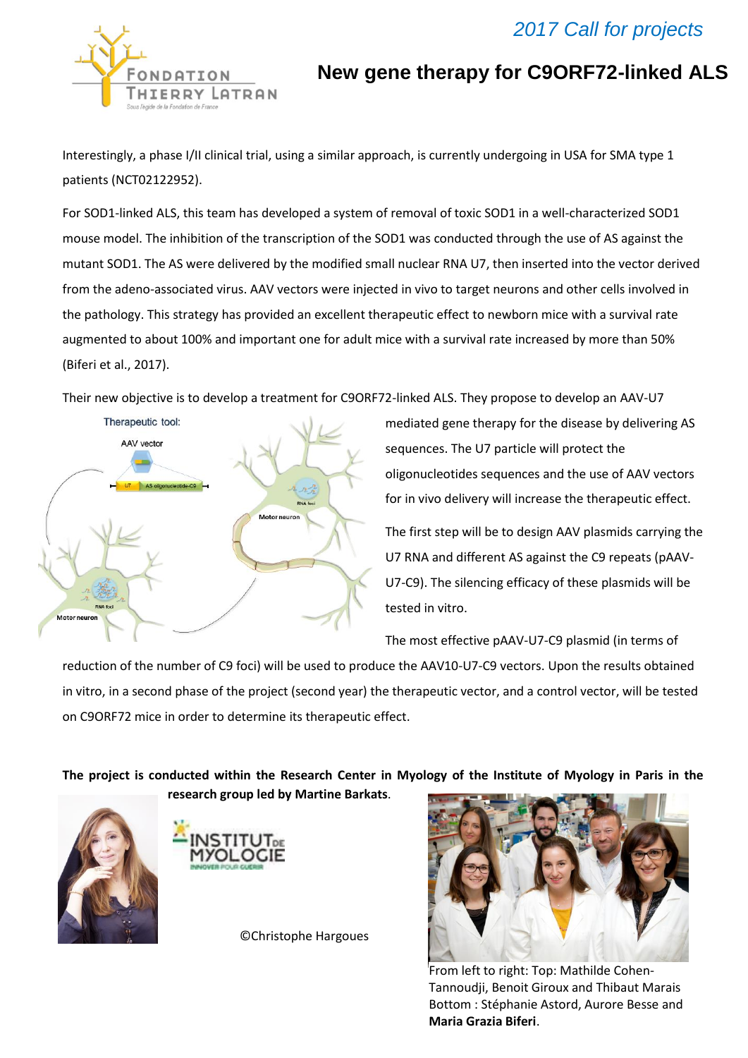*2017 Call for projects*

## New gene therapy for C9ORF72-linked ALS

Interestingly, a phase I/II clinical trial, using a similar approach, is currently undergoing in USA for SMA type 1 patients (NCT02122952).

For SOD1-linked ALS, this team has developed a system of removal of toxic SOD1 in a well-characterized SOD1 mouse model. The inhibition of the transcription of the SOD1 was conducted through the use of AS against the mutant SOD1. The AS were delivered by the modified small nuclear RNA U7, then inserted into the vector derived from the adeno-associated virus. AAV vectors were injected in vivo to target neurons and other cells involved in the pathology. This strategy has provided an excellent therapeutic effect to newborn mice with a survival rate augmented to about 100% and important one for adult mice with a survival rate increased by more than 50% (Biferi et al., 2017).

Their new objective is to develop a treatment for C9ORF72-linked ALS. They propose to develop an AAV-U7 mediated gene therapy for the disease by delivering AS sequences. The U7 particle will protect the oligonucleotides sequences and the use of AAV vectors for in vivo delivery will increase the therapeutic effect.

Therapeutic tool:
AAV vector
U7
AS oligonucleotide-C9
RNA foci
Motor neuron
RNA foci
Motor neuron

The first step will be to design AAV plasmids carrying the U7 RNA and different AS against the C9 repeats (pAAV-U7-C9). The silencing efficacy of these plasmids will be tested in vitro.

The most effective pAAV-U7-C9 plasmid (in terms of reduction of the number of C9 foci) will be used to produce the AAV10-U7-C9 vectors. Upon the results obtained in vitro, in a second phase of the project (second year) the therapeutic vector, and a control vector, will be tested on C9ORF72 mice in order to determine its therapeutic effect.

**The project is conducted within the Research Center in Myology of the Institute of Myology in Paris in the research group led by Martine Barkats.**

©Christophe Hargoues

From left to right: Top: Mathilde Cohen-Tannoudji, Benoit Giroux and Thibaut Marais
Bottom : Stéphanie Astord, Aurore Besse and **Maria Grazia Biferi**.